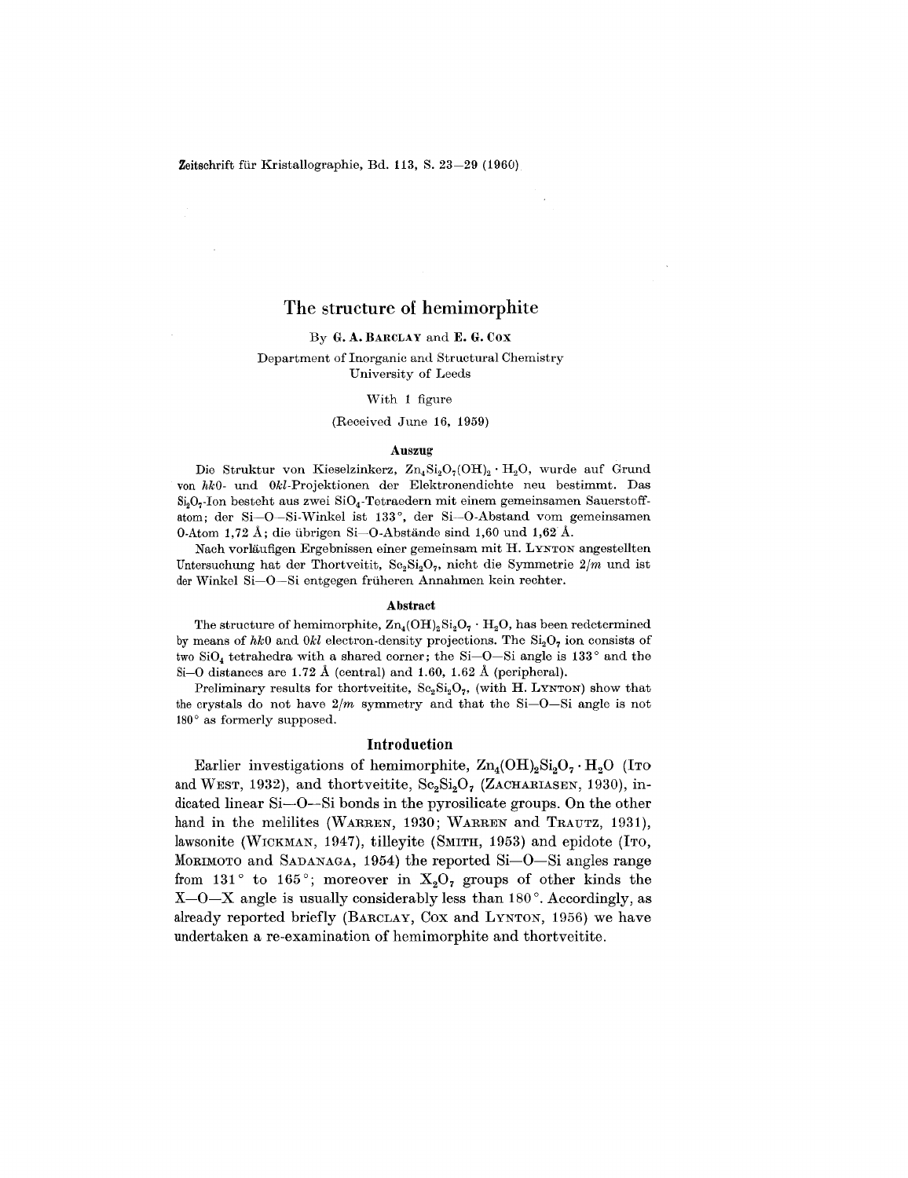Zeitschrift für Kristallographie, Bd. 113, S. 23–29 (1960)

# The structure of hemimorphite

By **G. A. Barclay** and **E. G. Cox**

Department of Inorganic and Structural Chemistry
University of Leeds

With 1 figure

(Received June 16, 1959)

### Auszug

Die Struktur von Kieselzinkerz, $Zn_4Si_2O_7(OH)_2 \cdot H_2O$, wurde auf Grund von *hk*0- und 0*kl*-Projektionen der Elektronendichte neu bestimmt. Das $Si_2O_7$-Ion besteht aus zwei $SiO_4$-Tetraedern mit einem gemeinsamen Sauerstoffatom; der Si—O—Si-Winkel ist 133°, der Si—O-Abstand vom gemeinsamen O-Atom 1,72 Å; die übrigen Si—O-Abstände sind 1,60 und 1,62 Å.

Nach vorläufigen Ergebnissen einer gemeinsam mit H. Lynton angestellten Untersuchung hat der Thortveitit, $Sc_2Si_2O_7$, nicht die Symmetrie 2/*m* und ist der Winkel Si—O—Si entgegen früheren Annahmen kein rechter.

### Abstract

The structure of hemimorphite, $Zn_4(OH)_2Si_2O_7 \cdot H_2O$, has been redetermined by means of *hk*0 and 0*kl* electron-density projections. The $Si_2O_7$ ion consists of two $SiO_4$ tetrahedra with a shared corner; the Si—O—Si angle is 133° and the Si—O distances are 1.72 Å (central) and 1.60, 1.62 Å (peripheral).

Preliminary results for thortveitite, $Sc_2Si_2O_7$, (with H. Lynton) show that the crystals do not have 2/*m* symmetry and that the Si—O—Si angle is not 180° as formerly supposed.

## Introduction

Earlier investigations of hemimorphite, $Zn_4(OH)_2Si_2O_7 \cdot H_2O$ (Ito and West, 1932), and thortveitite, $Sc_2Si_2O_7$ (Zachariasen, 1930), indicated linear Si—O—Si bonds in the pyrosilicate groups. On the other hand in the melilites (Warren, 1930; Warren and Trautz, 1931), lawsonite (Wickman, 1947), tilleyite (Smith, 1953) and epidote (Ito, Morimoto and Sadanaga, 1954) the reported Si—O—Si angles range from 131° to 165°; moreover in $X_2O_7$ groups of other kinds the X—O—X angle is usually considerably less than 180°. Accordingly, as already reported briefly (Barclay, Cox and Lynton, 1956) we have undertaken a re-examination of hemimorphite and thortveitite.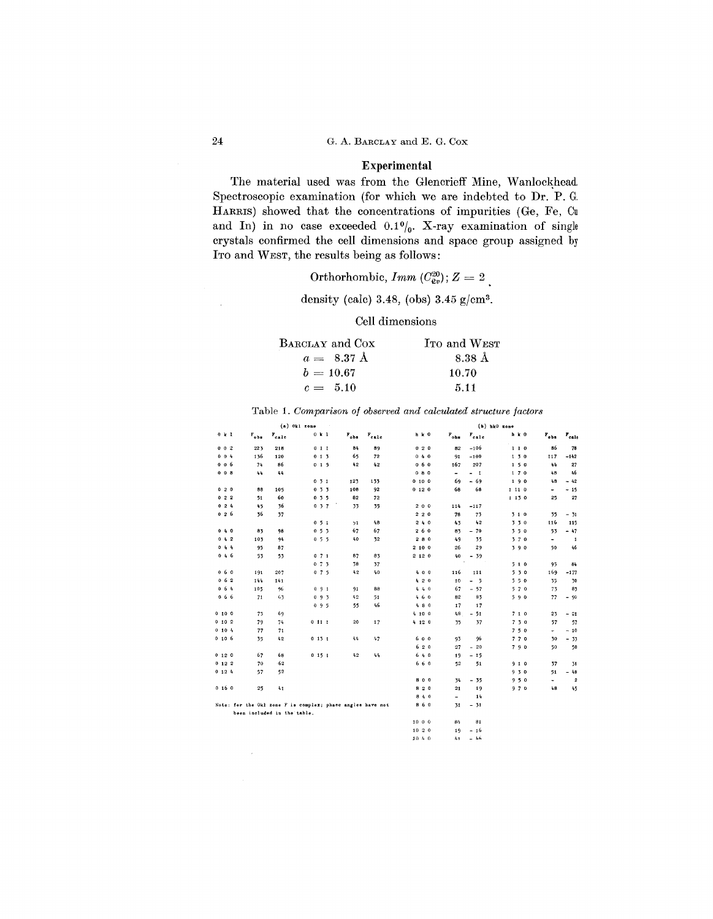## Experimental

The material used was from the Glencrieff Mine, Wanlockhead. Spectroscopic examination (for which we are indebted to Dr. P. G. HARRIS) showed that the concentrations of impurities (Ge, Fe, Cu and In) in no case exceeded 0.1%. X-ray examination of single crystals confirmed the cell dimensions and space group assigned by ITO and WEST, the results being as follows:

Orthorhombic, *Imm* ($C_{2v}^{20}$); $Z = 2$.

density (calc) 3.48, (obs) 3.45 g/cm³.

Cell dimensions

| BARCLAY and COX | ITO and WEST |
|---|---|
| $a = 8.37$ Å | 8.38 Å |
| $b = 10.67$ | 10.70 |
| $c = 5.10$ | 5.11 |

Table 1. *Comparison of observed and calculated structure factors*

(a) 0kl zone

| 0 k l | $F_{obs}$ | $F_{calc}$ | 0 k l | $F_{obs}$ | $F_{calc}$ |
|---|---|---|---|---|---|
| 0 0 2 | 223 | 218 | 0 1 1 | 84 | 89 |
| 0 0 4 | 136 | 120 | 0 1 3 | 65 | 72 |
| 0 0 6 | 74 | 86 | 0 1 5 | 42 | 42 |
| 0 0 8 | 44 | 44 | | | |
| | | | 0 3 1 | 123 | 133 |
| 0 2 0 | 88 | 105 | 0 3 3 | 108 | 92 |
| 0 2 2 | 51 | 60 | 0 3 5 | 82 | 72 |
| 0 2 4 | 45 | 36 | 0 3 7 | 33 | 35 |
| 0 2 6 | 36 | 37 | | | |
| | | | 0 5 1 | 51 | 48 |
| 0 4 0 | 83 | 98 | 0 5 3 | 67 | 67 |
| 0 4 2 | 103 | 94 | 0 5 5 | 40 | 32 |
| 0 4 4 | 95 | 87 | | | |
| 0 4 6 | 53 | 53 | 0 7 1 | 87 | 83 |
| | | | 0 7 3 | 38 | 37 |
| 0 6 0 | 191 | 207 | 0 7 5 | 42 | 40 |
| 0 6 2 | 144 | 141 | | | |
| 0 6 4 | 103 | 96 | 0 9 1 | 91 | 88 |
| 0 6 6 | 71 | 63 | 0 9 3 | 42 | 51 |
| | | | 0 9 5 | 55 | 46 |
| 0 10 0 | 73 | 69 | | | |
| 0 10 2 | 79 | 74 | 0 11 1 | 20 | 17 |
| 0 10 4 | 77 | 71 | | | |
| 0 10 6 | 35 | 42 | 0 13 1 | 44 | 47 |
| | | | | | |
| 0 12 0 | 67 | 68 | 0 15 1 | 42 | 44 |
| 0 12 2 | 70 | 62 | | | |
| 0 12 4 | 57 | 52 | | | |
| | | | | | |
| 0 16 0 | 25 | 41 | | | |

Note: for the 0kl zone F is complex; phase angles have not been included in the table.

(b) hk0 zone

| h k 0 | $F_{obs}$ | $F_{calc}$ | h k 0 | $F_{obs}$ | $F_{calc}$ |
|---|---|---|---|---|---|
| 0 2 0 | 82 | −106 | 1 1 0 | 86 | 78 |
| 0 4 0 | 91 | −100 | 1 3 0 | 117 | −142 |
| 0 6 0 | 167 | 207 | 1 5 0 | 44 | 27 |
| 0 8 0 | - | − 1 | 1 7 0 | 48 | 46 |
| 0 10 0 | 69 | − 69 | 1 9 0 | 48 | − 42 |
| 0 12 0 | 68 | 68 | 1 11 0 | - | − 15 |
| | | | 1 13 0 | 25 | 27 |
| 2 0 0 | 114 | −117 | | | |
| 2 2 0 | 78 | 73 | 3 1 0 | 35 | − 31 |
| 2 4 0 | 43 | 42 | 3 3 0 | 116 | 113 |
| 2 6 0 | 83 | − 70 | 3 5 0 | 53 | − 47 |
| 2 8 0 | 49 | 35 | 3 7 0 | - | 1 |
| 2 10 0 | 26 | 29 | 3 9 0 | 50 | 46 |
| 2 12 0 | 40 | − 39 | | | |
| | | | 5 1 0 | 95 | 84 |
| 4 0 0 | 116 | 111 | 5 3 0 | 169 | −177 |
| 4 2 0 | 10 | − 5 | 5 5 0 | 35 | 30 |
| 4 4 0 | 67 | − 57 | 5 7 0 | 73 | 83 |
| 4 6 0 | 82 | 83 | 5 9 0 | 77 | − 90 |
| 4 8 0 | 17 | 17 | | | |
| 4 10 0 | 48 | − 51 | 7 1 0 | 23 | − 21 |
| 4 12 0 | 33 | 37 | 7 3 0 | 57 | 57 |
| | | | 7 5 0 | - | − 10 |
| 6 0 0 | 93 | 96 | 7 7 0 | 30 | − 33 |
| 6 2 0 | 27 | − 20 | 7 9 0 | 50 | 50 |
| 6 4 0 | 19 | − 15 | | | |
| 6 6 0 | 52 | 51 | 9 1 0 | 37 | 31 |
| | | | 9 3 0 | 51 | − 48 |
| 8 0 0 | 34 | − 35 | 9 5 0 | - | 2 |
| 8 2 0 | 21 | 19 | 9 7 0 | 48 | 45 |
| 8 4 0 | - | 14 | | | |
| 8 6 0 | 31 | − 31 | | | |
| | | | | | |
| 10 0 0 | 84 | 81 | | | |
| 10 2 0 | 19 | − 16 | | | |
| 10 4 0 | 41 | − 46 | | | |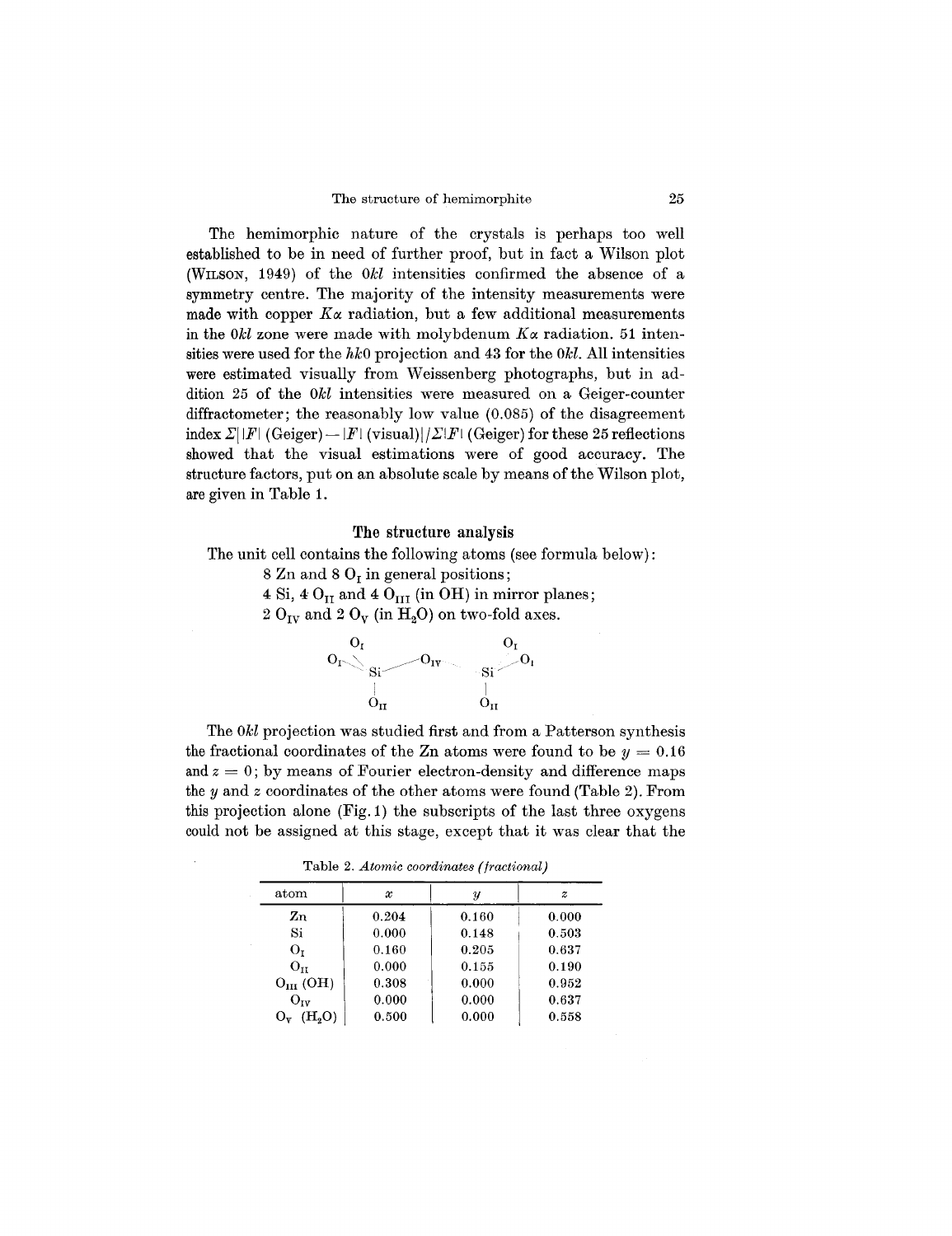The hemimorphic nature of the crystals is perhaps too well established to be in need of further proof, but in fact a Wilson plot (WILSON, 1949) of the $0kl$ intensities confirmed the absence of a symmetry centre. The majority of the intensity measurements were made with copper $K\alpha$ radiation, but a few additional measurements in the $0kl$ zone were made with molybdenum $K\alpha$ radiation. 51 intensities were used for the $hk0$ projection and 43 for the $0kl$. All intensities were estimated visually from Weissenberg photographs, but in addition 25 of the $0kl$ intensities were measured on a Geiger-counter diffractometer; the reasonably low value (0.085) of the disagreement index $\Sigma||F|\,(\text{Geiger}) - |F|\,(\text{visual})|/\Sigma|F|\,(\text{Geiger})$ for these 25 reflections showed that the visual estimations were of good accuracy. The structure factors, put on an absolute scale by means of the Wilson plot, are given in Table 1.

## The structure analysis

The unit cell contains the following atoms (see formula below):

8 Zn and 8 $O_I$ in general positions;
4 Si, 4 $O_{II}$ and 4 $O_{III}$ (in OH) in mirror planes;
2 $O_{IV}$ and 2 $O_V$ (in $H_2O$) on two-fold axes.

```
      O_I                      O_I
O_I \                             / O_I
      Si ——— O_IV ——— Si
      |                        |
      O_II                     O_II
```

The $0kl$ projection was studied first and from a Patterson synthesis the fractional coordinates of the Zn atoms were found to be $y = 0.16$ and $z = 0$; by means of Fourier electron-density and difference maps the $y$ and $z$ coordinates of the other atoms were found (Table 2). From this projection alone (Fig. 1) the subscripts of the last three oxygens could not be assigned at this stage, except that it was clear that the

Table 2. *Atomic coordinates (fractional)*

| atom | $x$ | $y$ | $z$ |
|---|---|---|---|
| Zn | 0.204 | 0.160 | 0.000 |
| Si | 0.000 | 0.148 | 0.503 |
| $O_I$ | 0.160 | 0.205 | 0.637 |
| $O_{II}$ | 0.000 | 0.155 | 0.190 |
| $O_{III}$ (OH) | 0.308 | 0.000 | 0.952 |
| $O_{IV}$ | 0.000 | 0.000 | 0.637 |
| $O_V$ ($H_2O$) | 0.500 | 0.000 | 0.558 |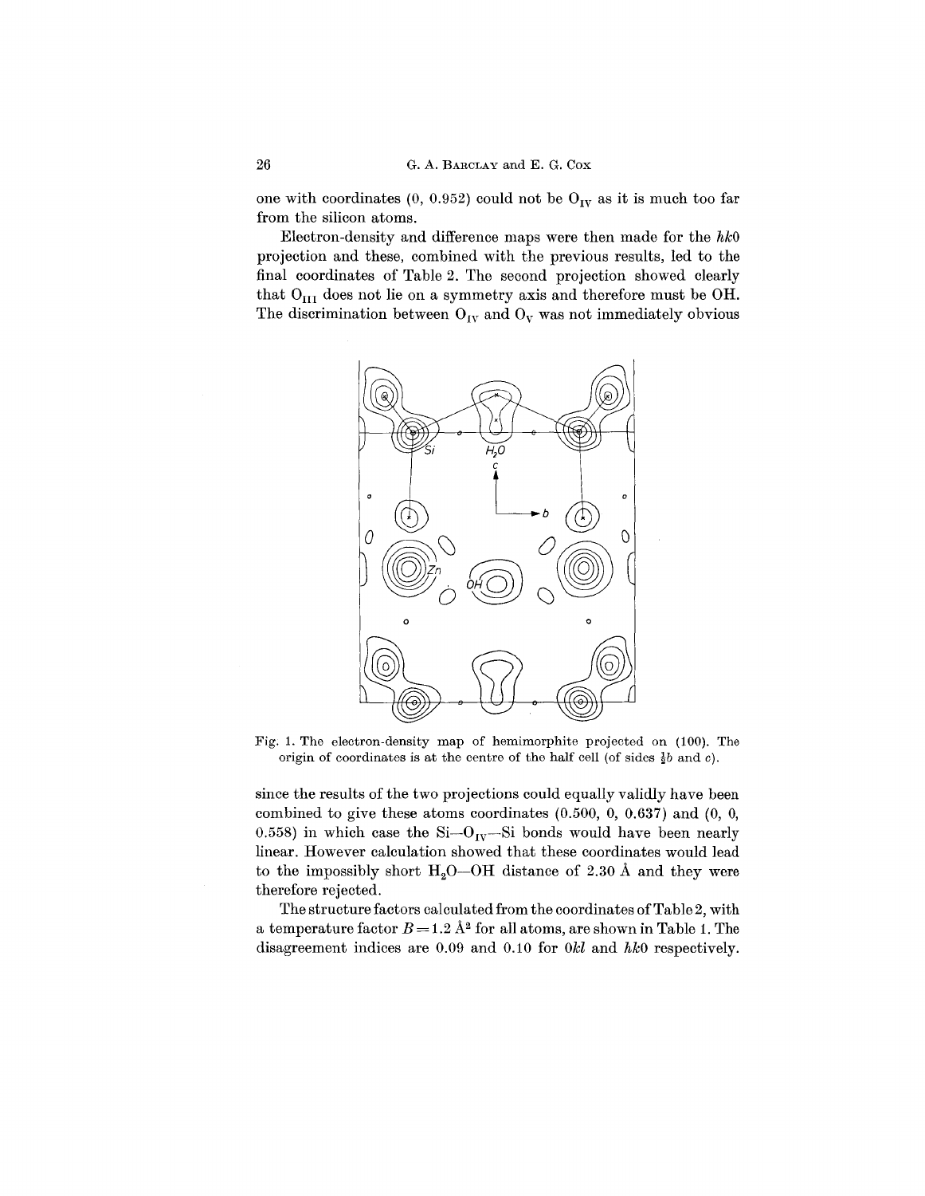one with coordinates (0, 0.952) could not be $O_{IV}$ as it is much too far from the silicon atoms.

Electron-density and difference maps were then made for the *hk*0 projection and these, combined with the previous results, led to the final coordinates of Table 2. The second projection showed clearly that $O_{III}$ does not lie on a symmetry axis and therefore must be OH. The discrimination between $O_{IV}$ and $O_V$ was not immediately obvious

Fig. 1. The electron-density map of hemimorphite projected on (100). The origin of coordinates is at the centre of the half cell (of sides $\frac{1}{2}b$ and $c$).

since the results of the two projections could equally validly have been combined to give these atoms coordinates (0.500, 0, 0.637) and (0, 0, 0.558) in which case the Si—$O_{IV}$—Si bonds would have been nearly linear. However calculation showed that these coordinates would lead to the impossibly short $H_2O$—OH distance of 2.30 Å and they were therefore rejected.

The structure factors calculated from the coordinates of Table 2, with a temperature factor $B = 1.2$ Å$^2$ for all atoms, are shown in Table 1. The disagreement indices are 0.09 and 0.10 for 0*kl* and *hk*0 respectively.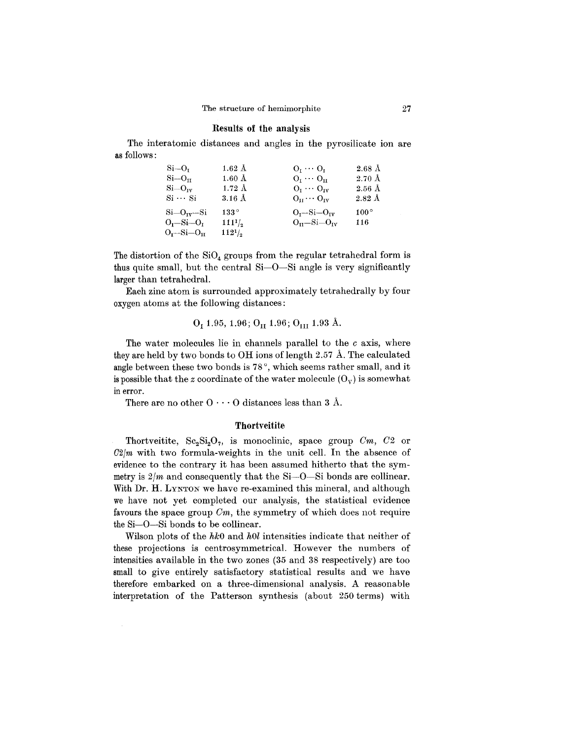## Results of the analysis

The interatomic distances and angles in the pyrosilicate ion are as follows:

| | | | |
|---|---|---|---|
| Si—$O_I$ | 1.62 Å | $O_I \cdots O_I$ | 2.68 Å |
| Si—$O_{II}$ | 1.60 Å | $O_I \cdots O_{II}$ | 2.70 Å |
| Si—$O_{IV}$ | 1.72 Å | $O_I \cdots O_{IV}$ | 2.56 Å |
| Si ··· Si | 3.16 Å | $O_{II} \cdots O_{IV}$ | 2.82 Å |
| Si—$O_{IV}$—Si | 133° | $O_I$—Si—$O_{IV}$ | 100° |
| $O_I$—Si—$O_I$ | $111^1/_2$ | $O_{II}$—Si—$O_{IV}$ | 116 |
| $O_I$—Si—$O_{II}$ | $112^1/_2$ | | |

The distortion of the $SiO_4$ groups from the regular tetrahedral form is thus quite small, but the central Si—O—Si angle is very significantly larger than tetrahedral.

Each zinc atom is surrounded approximately tetrahedrally by four oxygen atoms at the following distances:

$$O_I\ 1.95,\ 1.96;\ O_{II}\ 1.96;\ O_{III}\ 1.93\ \text{Å}.$$

The water molecules lie in channels parallel to the *c* axis, where they are held by two bonds to OH ions of length 2.57 Å. The calculated angle between these two bonds is 78°, which seems rather small, and it is possible that the *z* coordinate of the water molecule ($O_V$) is somewhat in error.

There are no other O ··· O distances less than 3 Å.

## Thortveitite

Thortveitite, $Sc_2Si_2O_7$, is monoclinic, space group *Cm*, *C*2 or *C*2/*m* with two formula-weights in the unit cell. In the absence of evidence to the contrary it has been assumed hitherto that the symmetry is 2/*m* and consequently that the Si—O—Si bonds are collinear. With Dr. H. Lynton we have re-examined this mineral, and although we have not yet completed our analysis, the statistical evidence favours the space group *Cm*, the symmetry of which does not require the Si—O—Si bonds to be collinear.

Wilson plots of the *hk*0 and *h*0*l* intensities indicate that neither of these projections is centrosymmetrical. However the numbers of intensities available in the two zones (35 and 38 respectively) are too small to give entirely satisfactory statistical results and we have therefore embarked on a three-dimensional analysis. A reasonable interpretation of the Patterson synthesis (about 250 terms) with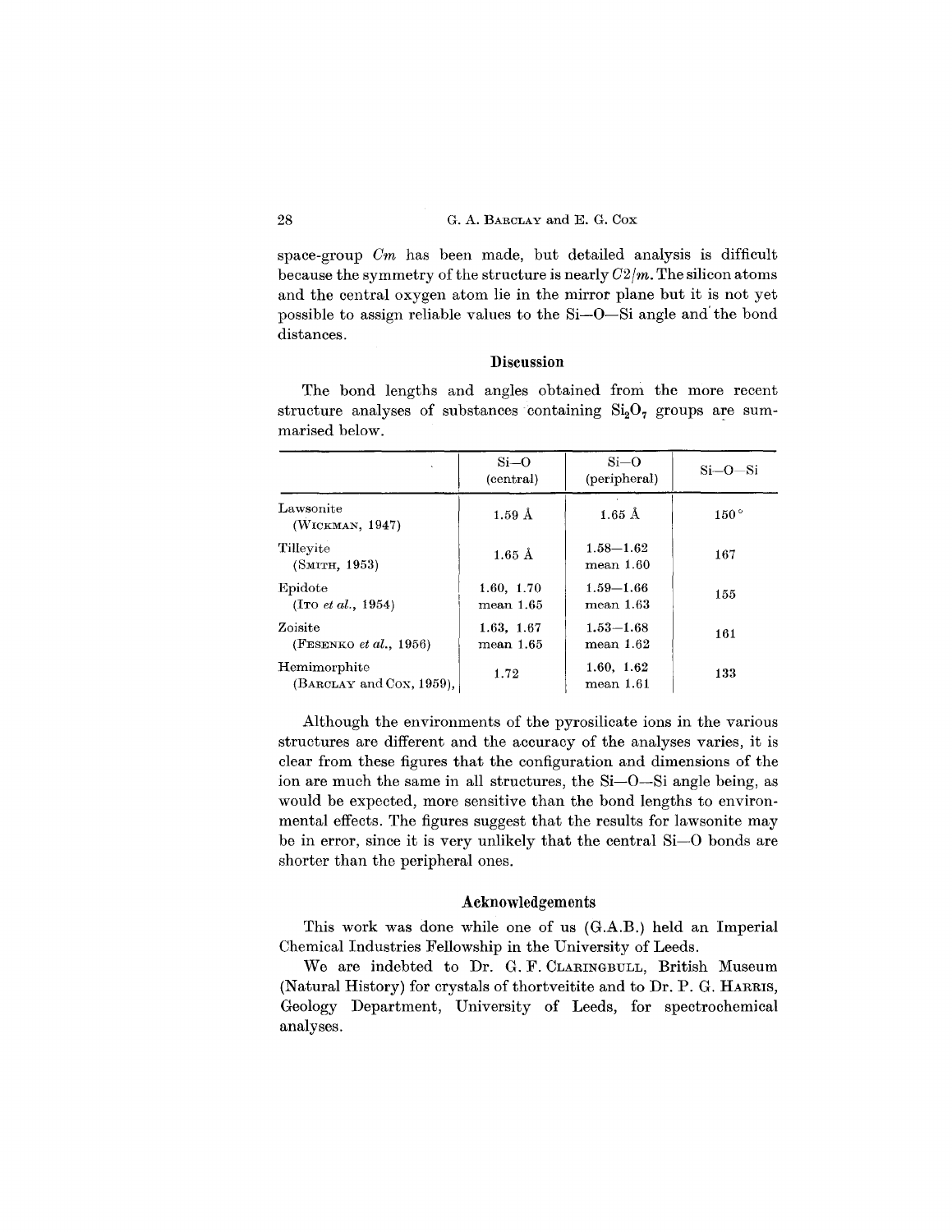space-group *Cm* has been made, but detailed analysis is difficult because the symmetry of the structure is nearly $C2/m$. The silicon atoms and the central oxygen atom lie in the mirror plane but it is not yet possible to assign reliable values to the Si—O—Si angle and the bond distances.

## Discussion

The bond lengths and angles obtained from the more recent structure analyses of substances containing $Si_2O_7$ groups are summarised below.

| | Si—O (central) | Si—O (peripheral) | Si—O—Si |
|---|---|---|---|
| Lawsonite (Wickman, 1947) | 1.59 Å | 1.65 Å | 150° |
| Tilleyite (Smith, 1953) | 1.65 Å | 1.58—1.62 mean 1.60 | 167 |
| Epidote (Ito *et al.*, 1954) | 1.60, 1.70 mean 1.65 | 1.59—1.66 mean 1.63 | 155 |
| Zoisite (Fesenko *et al.*, 1956) | 1.63, 1.67 mean 1.65 | 1.53—1.68 mean 1.62 | 161 |
| Hemimorphite (Barclay and Cox, 1959), | 1.72 | 1.60, 1.62 mean 1.61 | 133 |

Although the environments of the pyrosilicate ions in the various structures are different and the accuracy of the analyses varies, it is clear from these figures that the configuration and dimensions of the ion are much the same in all structures, the Si—O—Si angle being, as would be expected, more sensitive than the bond lengths to environmental effects. The figures suggest that the results for lawsonite may be in error, since it is very unlikely that the central Si—O bonds are shorter than the peripheral ones.

## Acknowledgements

This work was done while one of us (G.A.B.) held an Imperial Chemical Industries Fellowship in the University of Leeds.

We are indebted to Dr. G. F. Claringbull, British Museum (Natural History) for crystals of thortveitite and to Dr. P. G. Harris, Geology Department, University of Leeds, for spectrochemical analyses.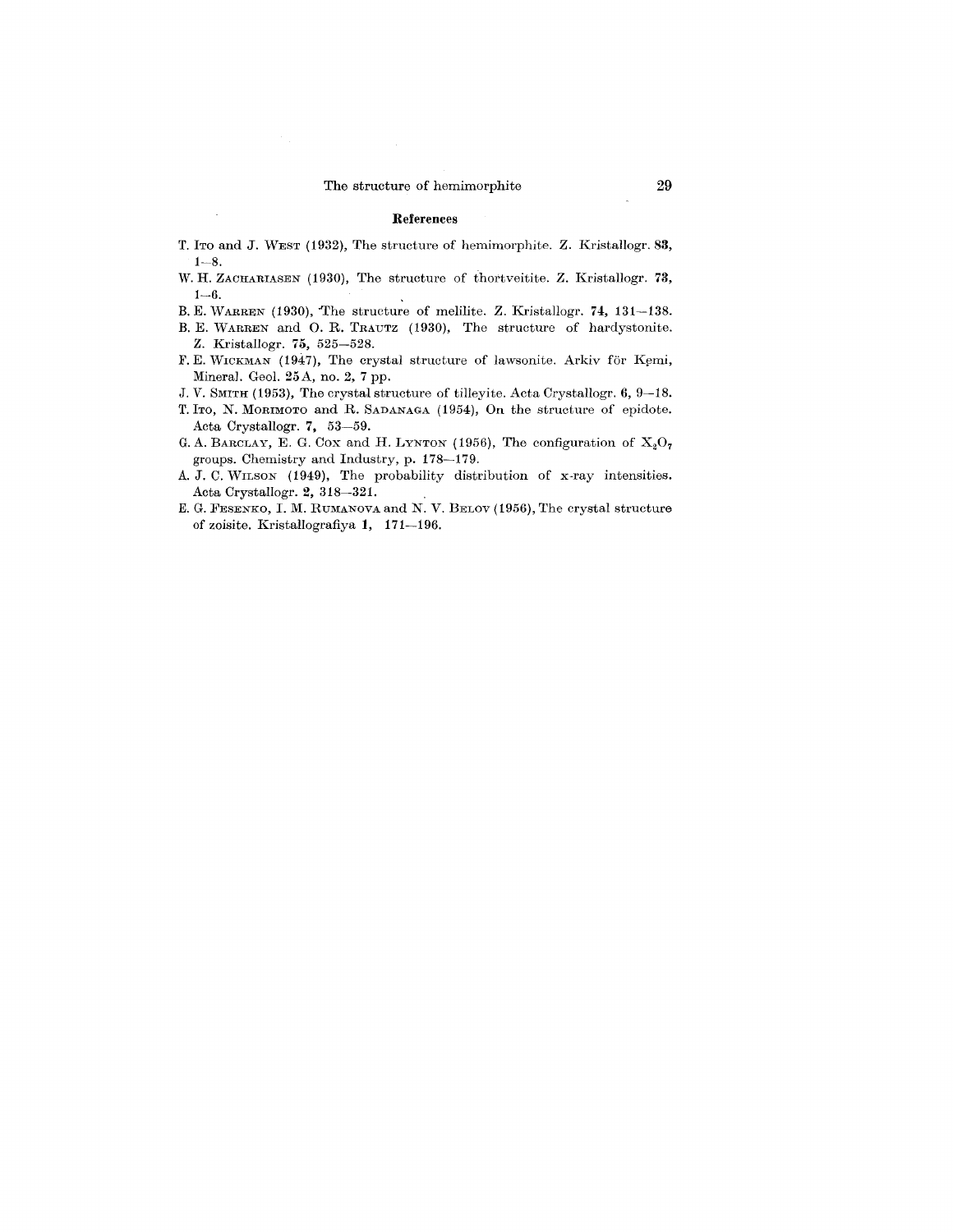### References

T. Ito and J. West (1932), The structure of hemimorphite. Z. Kristallogr. **83**, 1–8.

W. H. Zachariasen (1930), The structure of thortveitite. Z. Kristallogr. **73**, 1–6.

B. E. Warren (1930), The structure of melilite. Z. Kristallogr. **74**, 131–138.

B. E. Warren and O. R. Trautz (1930), The structure of hardystonite. Z. Kristallogr. **75**, 525–528.

F. E. Wickman (1947), The crystal structure of lawsonite. Arkiv för Kemi, Mineral. Geol. **25** A, no. 2, 7 pp.

J. V. Smith (1953), The crystal structure of tilleyite. Acta Crystallogr. **6**, 9–18.

T. Ito, N. Morimoto and R. Sadanaga (1954), On the structure of epidote. Acta Crystallogr. **7**, 53–59.

G. A. Barclay, E. G. Cox and H. Lynton (1956), The configuration of $X_2O_7$ groups. Chemistry and Industry, p. 178–179.

A. J. C. Wilson (1949), The probability distribution of x-ray intensities. Acta Crystallogr. **2**, 318–321.

E. G. Fesenko, I. M. Rumanova and N. V. Belov (1956), The crystal structure of zoisite. Kristallografiya **1**, 171–196.